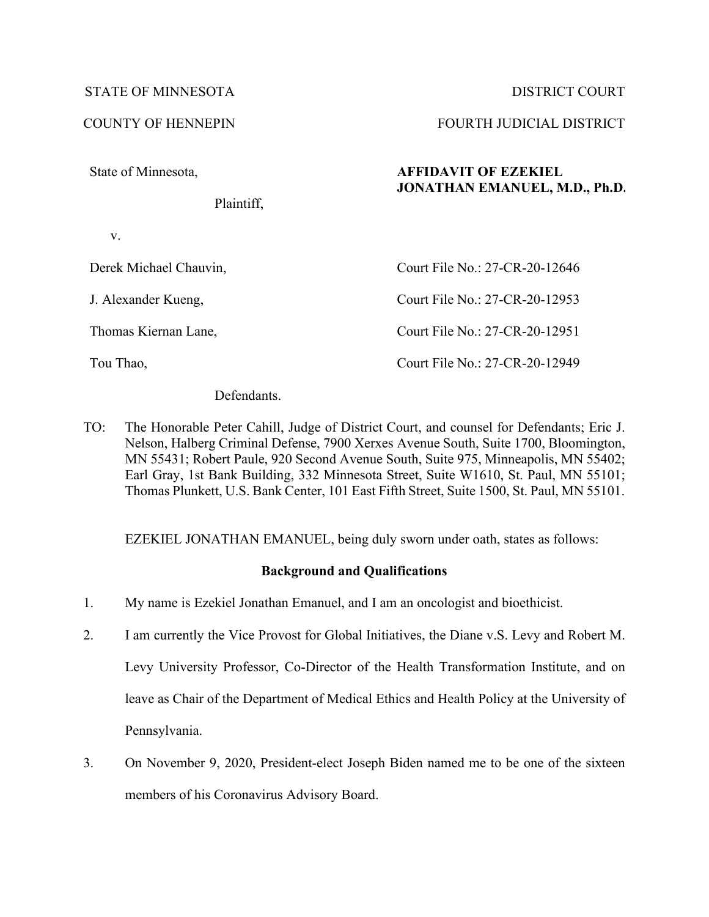STATE OF MINNESOTA | DISTRICT COURT

COUNTY OF HENNEPIN | FOURTH JUDICIAL DISTRICT

| | |
|---|---|
| State of Minnesota,<br><br>Plaintiff, | **AFFIDAVIT OF EZEKIEL JONATHAN EMANUEL, M.D., Ph.D.** |
| v. | |
| Derek Michael Chauvin, | Court File No.: 27-CR-20-12646 |
| J. Alexander Kueng, | Court File No.: 27-CR-20-12953 |
| Thomas Kiernan Lane, | Court File No.: 27-CR-20-12951 |
| Tou Thao, | Court File No.: 27-CR-20-12949 |
| Defendants. | |

TO: The Honorable Peter Cahill, Judge of District Court, and counsel for Defendants; Eric J. Nelson, Halberg Criminal Defense, 7900 Xerxes Avenue South, Suite 1700, Bloomington, MN 55431; Robert Paule, 920 Second Avenue South, Suite 975, Minneapolis, MN 55402; Earl Gray, 1st Bank Building, 332 Minnesota Street, Suite W1610, St. Paul, MN 55101; Thomas Plunkett, U.S. Bank Center, 101 East Fifth Street, Suite 1500, St. Paul, MN 55101.

EZEKIEL JONATHAN EMANUEL, being duly sworn under oath, states as follows:

## Background and Qualifications

1. My name is Ezekiel Jonathan Emanuel, and I am an oncologist and bioethicist.
2. I am currently the Vice Provost for Global Initiatives, the Diane v.S. Levy and Robert M. Levy University Professor, Co-Director of the Health Transformation Institute, and on leave as Chair of the Department of Medical Ethics and Health Policy at the University of Pennsylvania.
3. On November 9, 2020, President-elect Joseph Biden named me to be one of the sixteen members of his Coronavirus Advisory Board.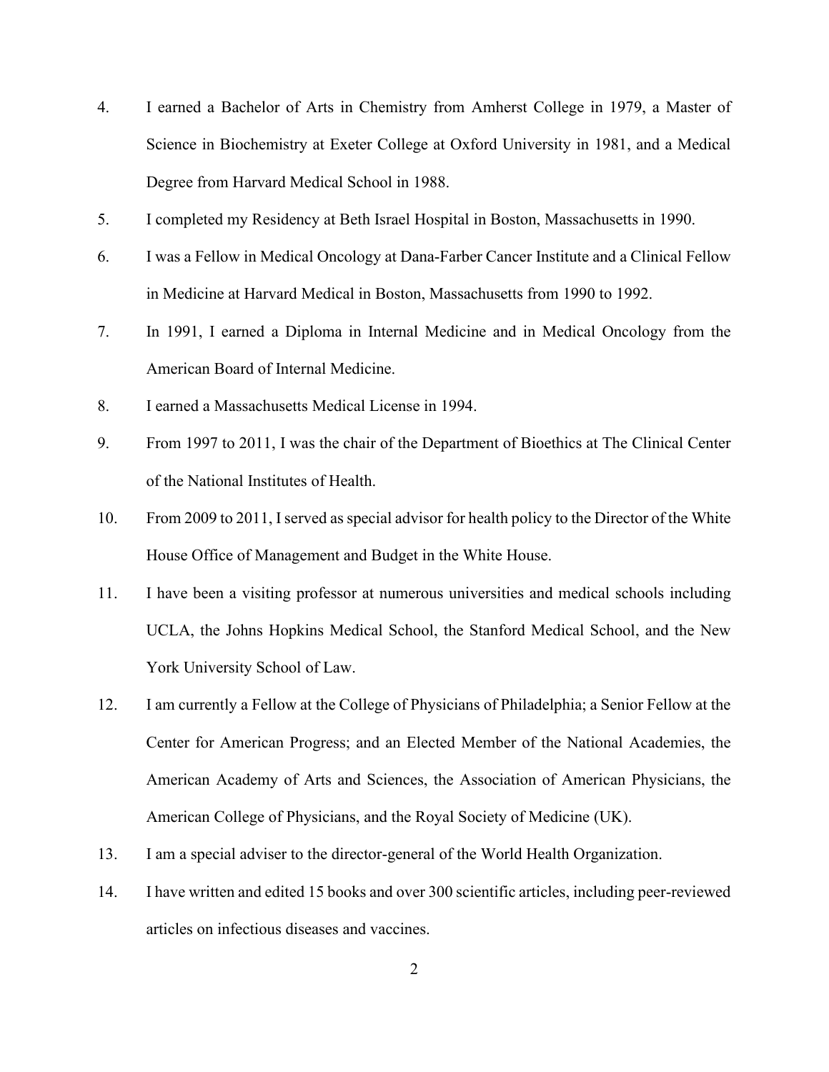4. I earned a Bachelor of Arts in Chemistry from Amherst College in 1979, a Master of Science in Biochemistry at Exeter College at Oxford University in 1981, and a Medical Degree from Harvard Medical School in 1988.

5. I completed my Residency at Beth Israel Hospital in Boston, Massachusetts in 1990.

6. I was a Fellow in Medical Oncology at Dana-Farber Cancer Institute and a Clinical Fellow in Medicine at Harvard Medical in Boston, Massachusetts from 1990 to 1992.

7. In 1991, I earned a Diploma in Internal Medicine and in Medical Oncology from the American Board of Internal Medicine.

8. I earned a Massachusetts Medical License in 1994.

9. From 1997 to 2011, I was the chair of the Department of Bioethics at The Clinical Center of the National Institutes of Health.

10. From 2009 to 2011, I served as special advisor for health policy to the Director of the White House Office of Management and Budget in the White House.

11. I have been a visiting professor at numerous universities and medical schools including UCLA, the Johns Hopkins Medical School, the Stanford Medical School, and the New York University School of Law.

12. I am currently a Fellow at the College of Physicians of Philadelphia; a Senior Fellow at the Center for American Progress; and an Elected Member of the National Academies, the American Academy of Arts and Sciences, the Association of American Physicians, the American College of Physicians, and the Royal Society of Medicine (UK).

13. I am a special adviser to the director-general of the World Health Organization.

14. I have written and edited 15 books and over 300 scientific articles, including peer-reviewed articles on infectious diseases and vaccines.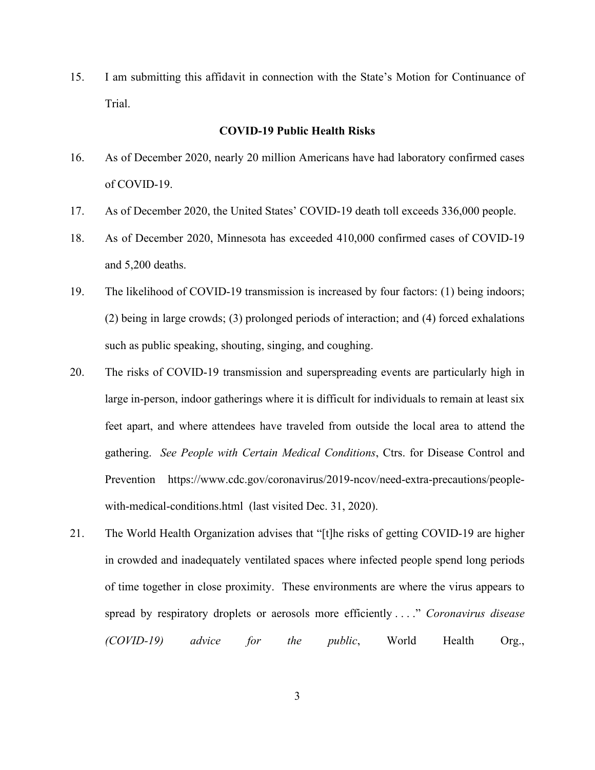15. I am submitting this affidavit in connection with the State's Motion for Continuance of Trial.

**COVID-19 Public Health Risks**

16. As of December 2020, nearly 20 million Americans have had laboratory confirmed cases of COVID-19.

17. As of December 2020, the United States' COVID-19 death toll exceeds 336,000 people.

18. As of December 2020, Minnesota has exceeded 410,000 confirmed cases of COVID-19 and 5,200 deaths.

19. The likelihood of COVID-19 transmission is increased by four factors: (1) being indoors; (2) being in large crowds; (3) prolonged periods of interaction; and (4) forced exhalations such as public speaking, shouting, singing, and coughing.

20. The risks of COVID-19 transmission and superspreading events are particularly high in large in-person, indoor gatherings where it is difficult for individuals to remain at least six feet apart, and where attendees have traveled from outside the local area to attend the gathering. *See People with Certain Medical Conditions*, Ctrs. for Disease Control and Prevention https://www.cdc.gov/coronavirus/2019-ncov/need-extra-precautions/people-with-medical-conditions.html (last visited Dec. 31, 2020).

21. The World Health Organization advises that "[t]he risks of getting COVID-19 are higher in crowded and inadequately ventilated spaces where infected people spend long periods of time together in close proximity. These environments are where the virus appears to spread by respiratory droplets or aerosols more efficiently . . . ." *Coronavirus disease (COVID-19) advice for the public*, World Health Org.,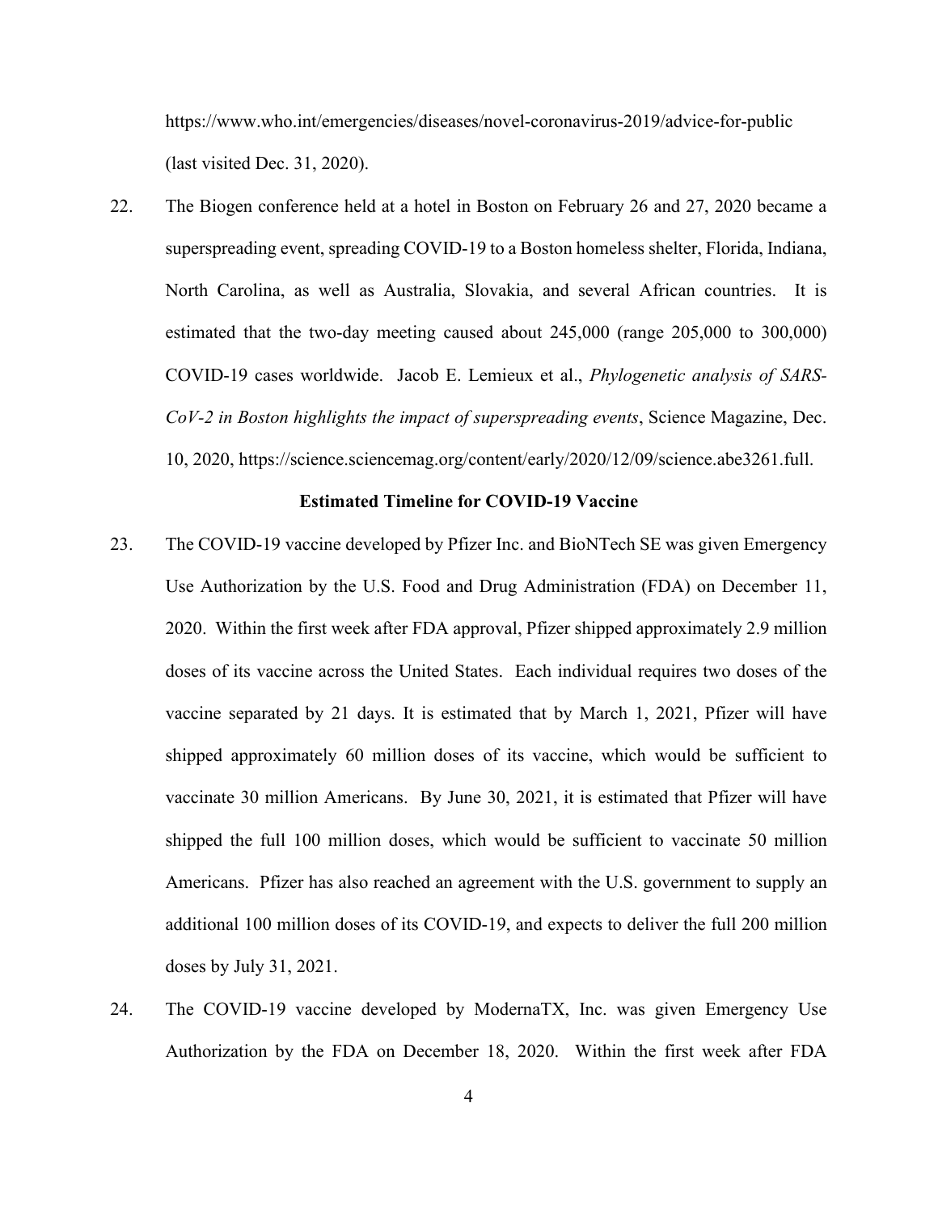https://www.who.int/emergencies/diseases/novel-coronavirus-2019/advice-for-public (last visited Dec. 31, 2020).

22. The Biogen conference held at a hotel in Boston on February 26 and 27, 2020 became a superspreading event, spreading COVID-19 to a Boston homeless shelter, Florida, Indiana, North Carolina, as well as Australia, Slovakia, and several African countries. It is estimated that the two-day meeting caused about 245,000 (range 205,000 to 300,000) COVID-19 cases worldwide. Jacob E. Lemieux et al., *Phylogenetic analysis of SARS-CoV-2 in Boston highlights the impact of superspreading events*, Science Magazine, Dec. 10, 2020, https://science.sciencemag.org/content/early/2020/12/09/science.abe3261.full.

**Estimated Timeline for COVID-19 Vaccine**

23. The COVID-19 vaccine developed by Pfizer Inc. and BioNTech SE was given Emergency Use Authorization by the U.S. Food and Drug Administration (FDA) on December 11, 2020. Within the first week after FDA approval, Pfizer shipped approximately 2.9 million doses of its vaccine across the United States. Each individual requires two doses of the vaccine separated by 21 days. It is estimated that by March 1, 2021, Pfizer will have shipped approximately 60 million doses of its vaccine, which would be sufficient to vaccinate 30 million Americans. By June 30, 2021, it is estimated that Pfizer will have shipped the full 100 million doses, which would be sufficient to vaccinate 50 million Americans. Pfizer has also reached an agreement with the U.S. government to supply an additional 100 million doses of its COVID-19, and expects to deliver the full 200 million doses by July 31, 2021.

24. The COVID-19 vaccine developed by ModernaTX, Inc. was given Emergency Use Authorization by the FDA on December 18, 2020. Within the first week after FDA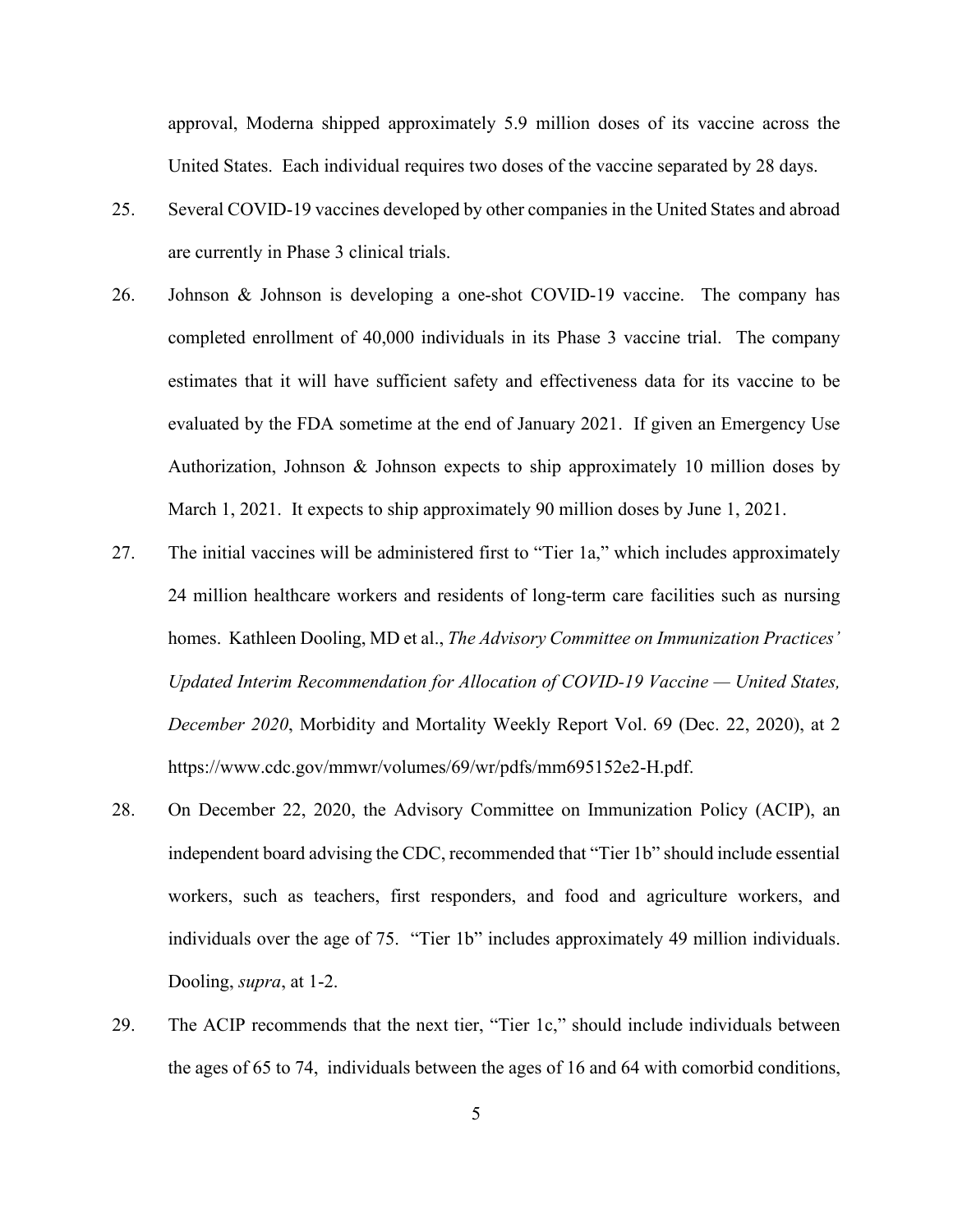approval, Moderna shipped approximately 5.9 million doses of its vaccine across the United States. Each individual requires two doses of the vaccine separated by 28 days.

25. Several COVID-19 vaccines developed by other companies in the United States and abroad are currently in Phase 3 clinical trials.

26. Johnson & Johnson is developing a one-shot COVID-19 vaccine. The company has completed enrollment of 40,000 individuals in its Phase 3 vaccine trial. The company estimates that it will have sufficient safety and effectiveness data for its vaccine to be evaluated by the FDA sometime at the end of January 2021. If given an Emergency Use Authorization, Johnson & Johnson expects to ship approximately 10 million doses by March 1, 2021. It expects to ship approximately 90 million doses by June 1, 2021.

27. The initial vaccines will be administered first to "Tier 1a," which includes approximately 24 million healthcare workers and residents of long-term care facilities such as nursing homes. Kathleen Dooling, MD et al., *The Advisory Committee on Immunization Practices' Updated Interim Recommendation for Allocation of COVID-19 Vaccine — United States, December 2020*, Morbidity and Mortality Weekly Report Vol. 69 (Dec. 22, 2020), at 2 https://www.cdc.gov/mmwr/volumes/69/wr/pdfs/mm695152e2-H.pdf.

28. On December 22, 2020, the Advisory Committee on Immunization Policy (ACIP), an independent board advising the CDC, recommended that "Tier 1b" should include essential workers, such as teachers, first responders, and food and agriculture workers, and individuals over the age of 75. "Tier 1b" includes approximately 49 million individuals. Dooling, *supra*, at 1-2.

29. The ACIP recommends that the next tier, "Tier 1c," should include individuals between the ages of 65 to 74, individuals between the ages of 16 and 64 with comorbid conditions,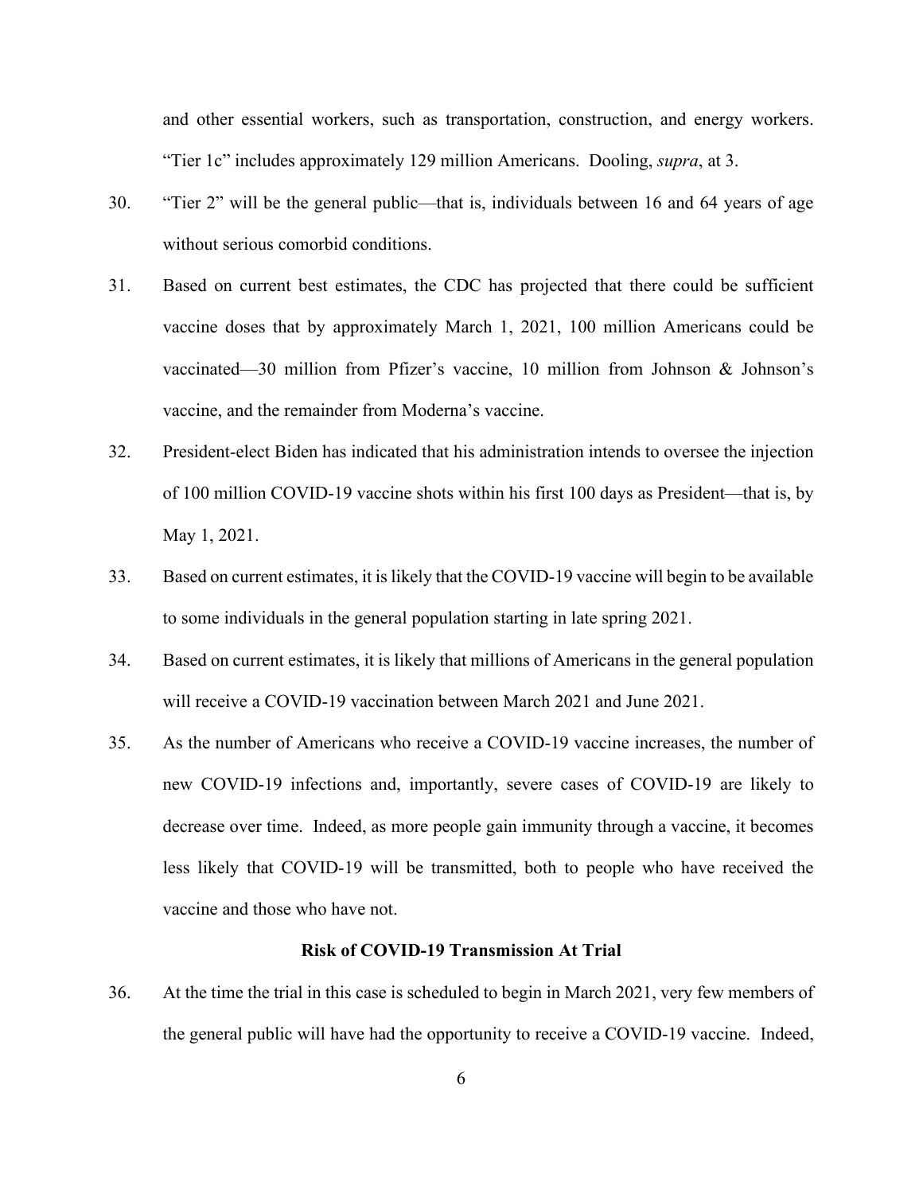and other essential workers, such as transportation, construction, and energy workers. "Tier 1c" includes approximately 129 million Americans. Dooling, *supra*, at 3.

30. "Tier 2" will be the general public—that is, individuals between 16 and 64 years of age without serious comorbid conditions.

31. Based on current best estimates, the CDC has projected that there could be sufficient vaccine doses that by approximately March 1, 2021, 100 million Americans could be vaccinated—30 million from Pfizer's vaccine, 10 million from Johnson & Johnson's vaccine, and the remainder from Moderna's vaccine.

32. President-elect Biden has indicated that his administration intends to oversee the injection of 100 million COVID-19 vaccine shots within his first 100 days as President—that is, by May 1, 2021.

33. Based on current estimates, it is likely that the COVID-19 vaccine will begin to be available to some individuals in the general population starting in late spring 2021.

34. Based on current estimates, it is likely that millions of Americans in the general population will receive a COVID-19 vaccination between March 2021 and June 2021.

35. As the number of Americans who receive a COVID-19 vaccine increases, the number of new COVID-19 infections and, importantly, severe cases of COVID-19 are likely to decrease over time. Indeed, as more people gain immunity through a vaccine, it becomes less likely that COVID-19 will be transmitted, both to people who have received the vaccine and those who have not.

**Risk of COVID-19 Transmission At Trial**

36. At the time the trial in this case is scheduled to begin in March 2021, very few members of the general public will have had the opportunity to receive a COVID-19 vaccine. Indeed,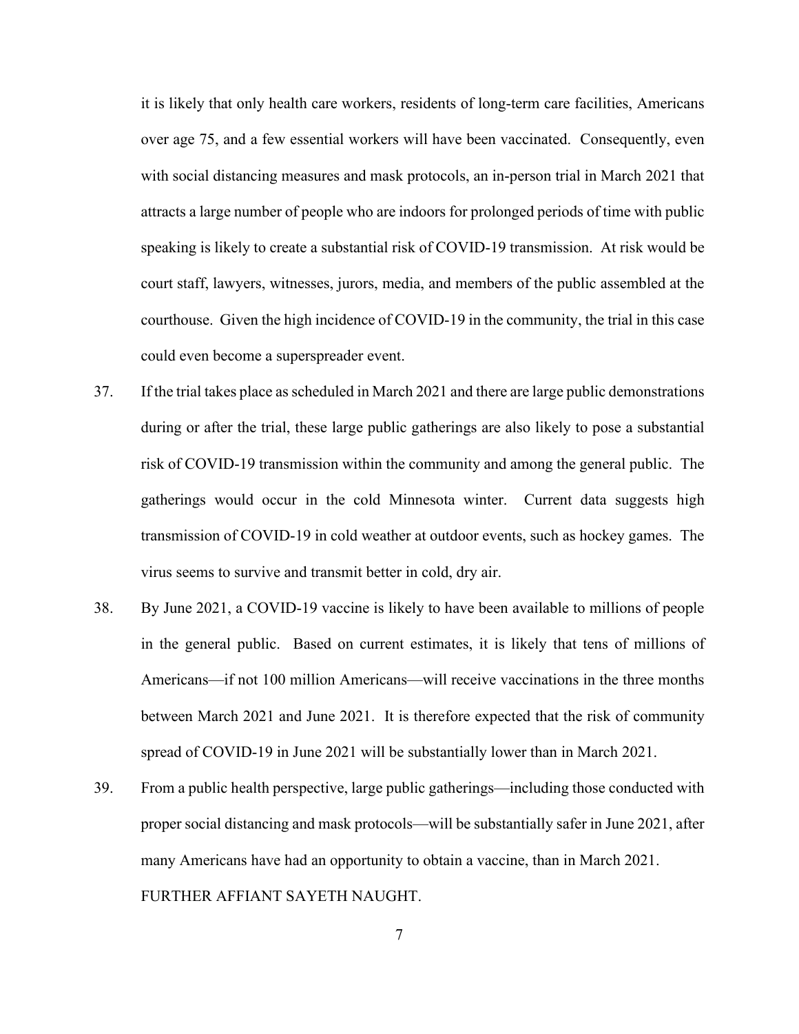it is likely that only health care workers, residents of long-term care facilities, Americans over age 75, and a few essential workers will have been vaccinated. Consequently, even with social distancing measures and mask protocols, an in-person trial in March 2021 that attracts a large number of people who are indoors for prolonged periods of time with public speaking is likely to create a substantial risk of COVID-19 transmission. At risk would be court staff, lawyers, witnesses, jurors, media, and members of the public assembled at the courthouse. Given the high incidence of COVID-19 in the community, the trial in this case could even become a superspreader event.

37. If the trial takes place as scheduled in March 2021 and there are large public demonstrations during or after the trial, these large public gatherings are also likely to pose a substantial risk of COVID-19 transmission within the community and among the general public. The gatherings would occur in the cold Minnesota winter. Current data suggests high transmission of COVID-19 in cold weather at outdoor events, such as hockey games. The virus seems to survive and transmit better in cold, dry air.

38. By June 2021, a COVID-19 vaccine is likely to have been available to millions of people in the general public. Based on current estimates, it is likely that tens of millions of Americans—if not 100 million Americans—will receive vaccinations in the three months between March 2021 and June 2021. It is therefore expected that the risk of community spread of COVID-19 in June 2021 will be substantially lower than in March 2021.

39. From a public health perspective, large public gatherings—including those conducted with proper social distancing and mask protocols—will be substantially safer in June 2021, after many Americans have had an opportunity to obtain a vaccine, than in March 2021.

FURTHER AFFIANT SAYETH NAUGHT.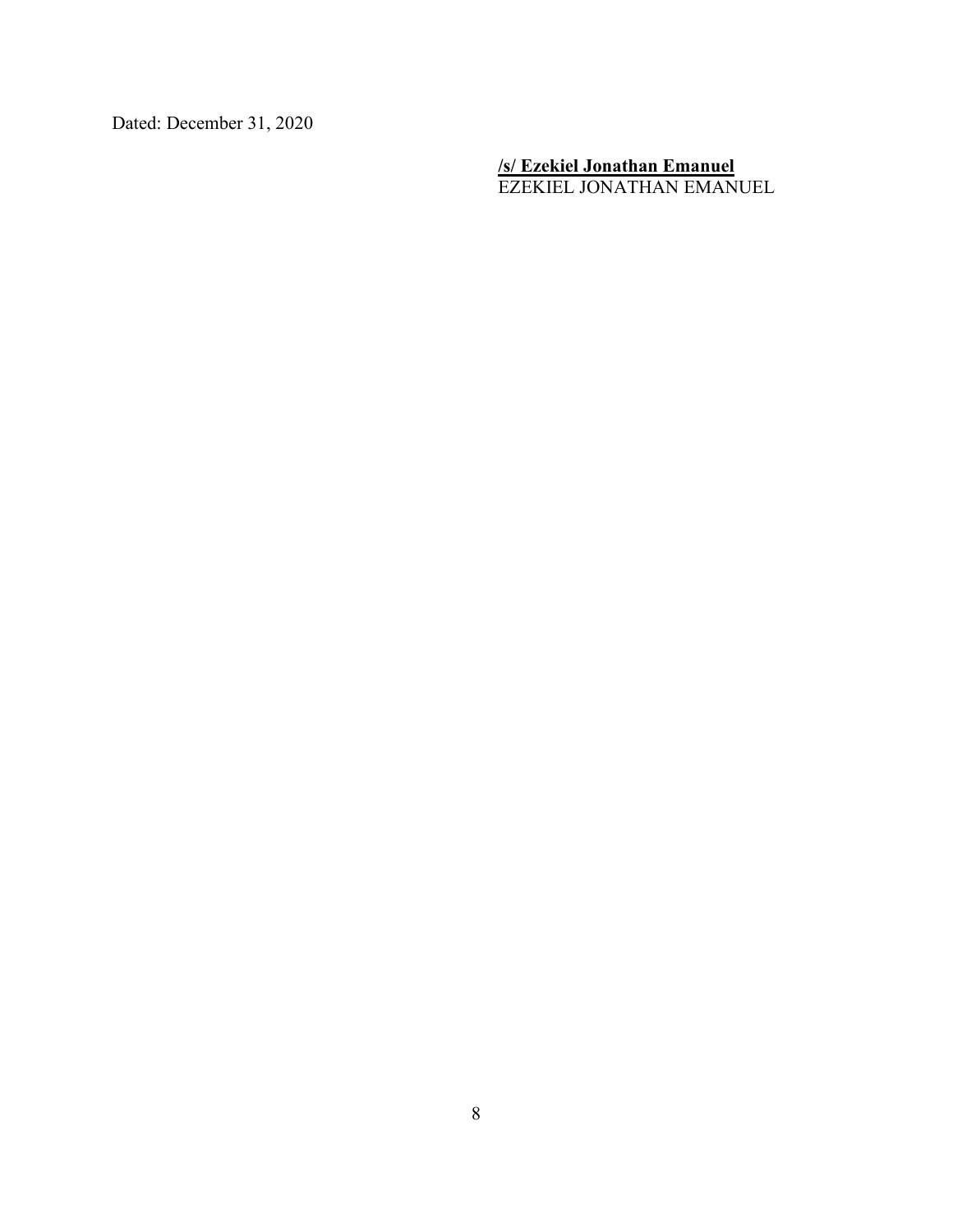Dated: December 31, 2020

**/s/ Ezekiel Jonathan Emanuel**
EZEKIEL JONATHAN EMANUEL